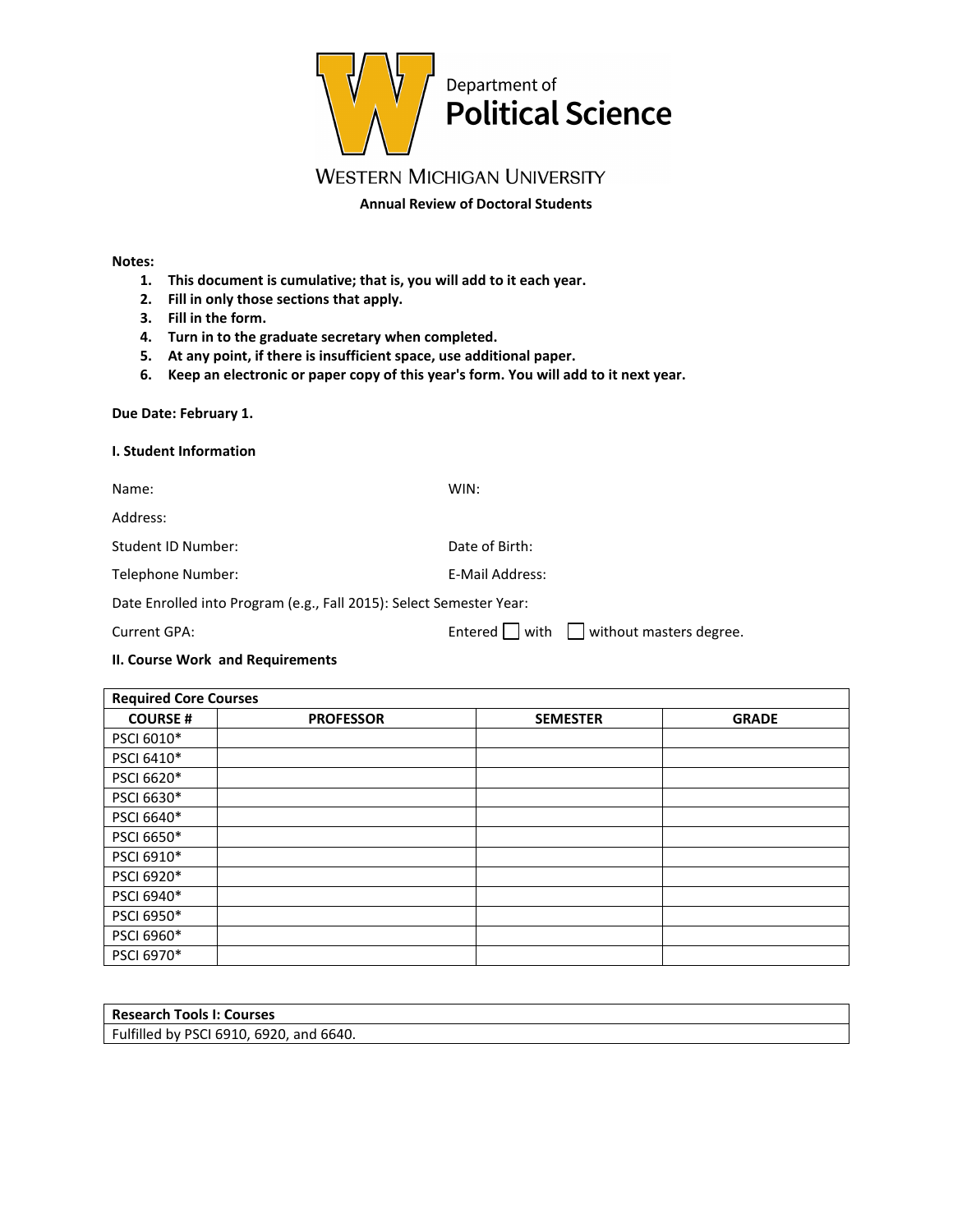Department of
# Political Science

WESTERN MICHIGAN UNIVERSITY

**Annual Review of Doctoral Students**

**Notes:**

1. **This document is cumulative; that is, you will add to it each year.**
2. **Fill in only those sections that apply.**
3. **Fill in the form.**
4. **Turn in to the graduate secretary when completed.**
5. **At any point, if there is insufficient space, use additional paper.**
6. **Keep an electronic or paper copy of this year's form. You will add to it next year.**

**Due Date: February 1.**

**I. Student Information**

Name: WIN:

Address:

Student ID Number: Date of Birth:

Telephone Number: E-Mail Address:

Date Enrolled into Program (e.g., Fall 2015): Select Semester Year:

Current GPA: Entered ☐ with ☐ without masters degree.

**II. Course Work and Requirements**

| **Required Core Courses** | | | |
|---|---|---|---|
| **COURSE #** | **PROFESSOR** | **SEMESTER** | **GRADE** |
| PSCI 6010* | | | |
| PSCI 6410* | | | |
| PSCI 6620* | | | |
| PSCI 6630* | | | |
| PSCI 6640* | | | |
| PSCI 6650* | | | |
| PSCI 6910* | | | |
| PSCI 6920* | | | |
| PSCI 6940* | | | |
| PSCI 6950* | | | |
| PSCI 6960* | | | |
| PSCI 6970* | | | |

| **Research Tools I: Courses** |
|---|
| Fulfilled by PSCI 6910, 6920, and 6640. |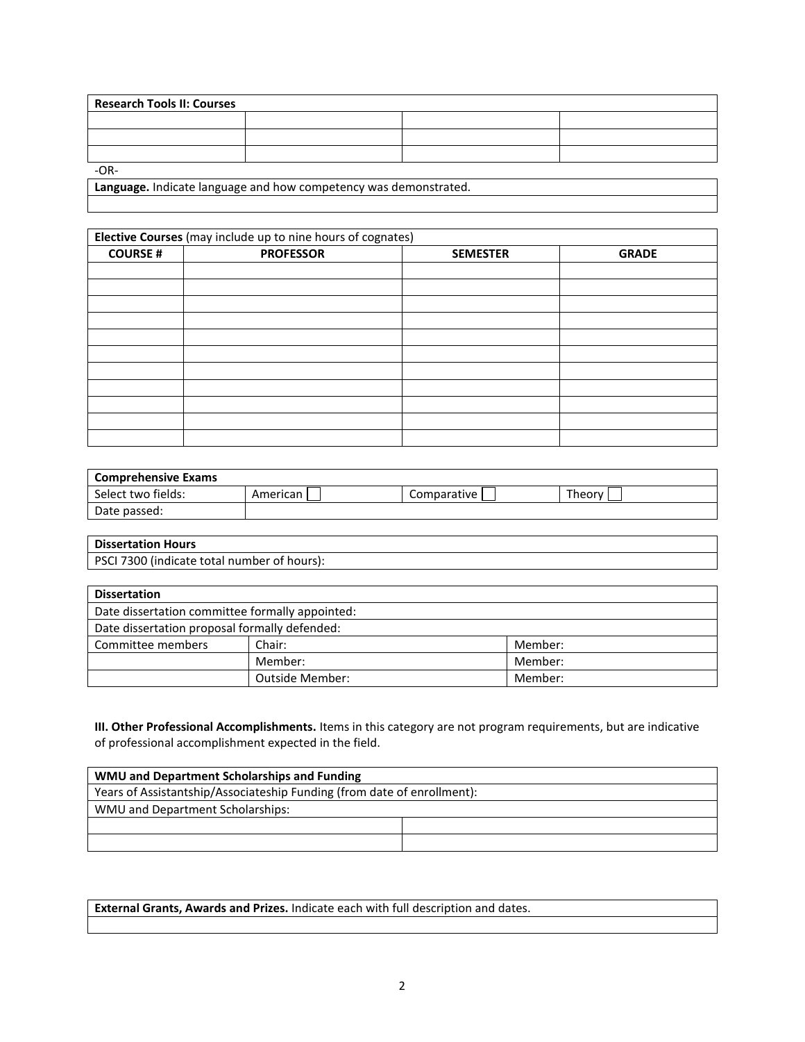| Research Tools II: Courses | | | |
|---|---|---|---|
| | | | |
| | | | |
| | | | |

-OR-

| **Language.** Indicate language and how competency was demonstrated. |
|---|
| |

| Elective Courses (may include up to nine hours of cognates) | | | |
|---|---|---|---|
| **COURSE #** | **PROFESSOR** | **SEMESTER** | **GRADE** |
| | | | |
| | | | |
| | | | |
| | | | |
| | | | |
| | | | |
| | | | |
| | | | |
| | | | |
| | | | |
| | | | |

| Comprehensive Exams | | | |
|---|---|---|---|
| Select two fields: | American ☐ | Comparative ☐ | Theory ☐ |
| Date passed: | | | |

| Dissertation Hours |
|---|
| PSCI 7300 (indicate total number of hours): |

| Dissertation | | |
|---|---|---|
| Date dissertation committee formally appointed: | | |
| Date dissertation proposal formally defended: | | |
| Committee members | Chair: | Member: |
| | Member: | Member: |
| | Outside Member: | Member: |

**III. Other Professional Accomplishments.** Items in this category are not program requirements, but are indicative of professional accomplishment expected in the field.

| WMU and Department Scholarships and Funding | |
|---|---|
| Years of Assistantship/Associateship Funding (from date of enrollment): | |
| WMU and Department Scholarships: | |
| | |
| | |

| **External Grants, Awards and Prizes.** Indicate each with full description and dates. |
|---|
| |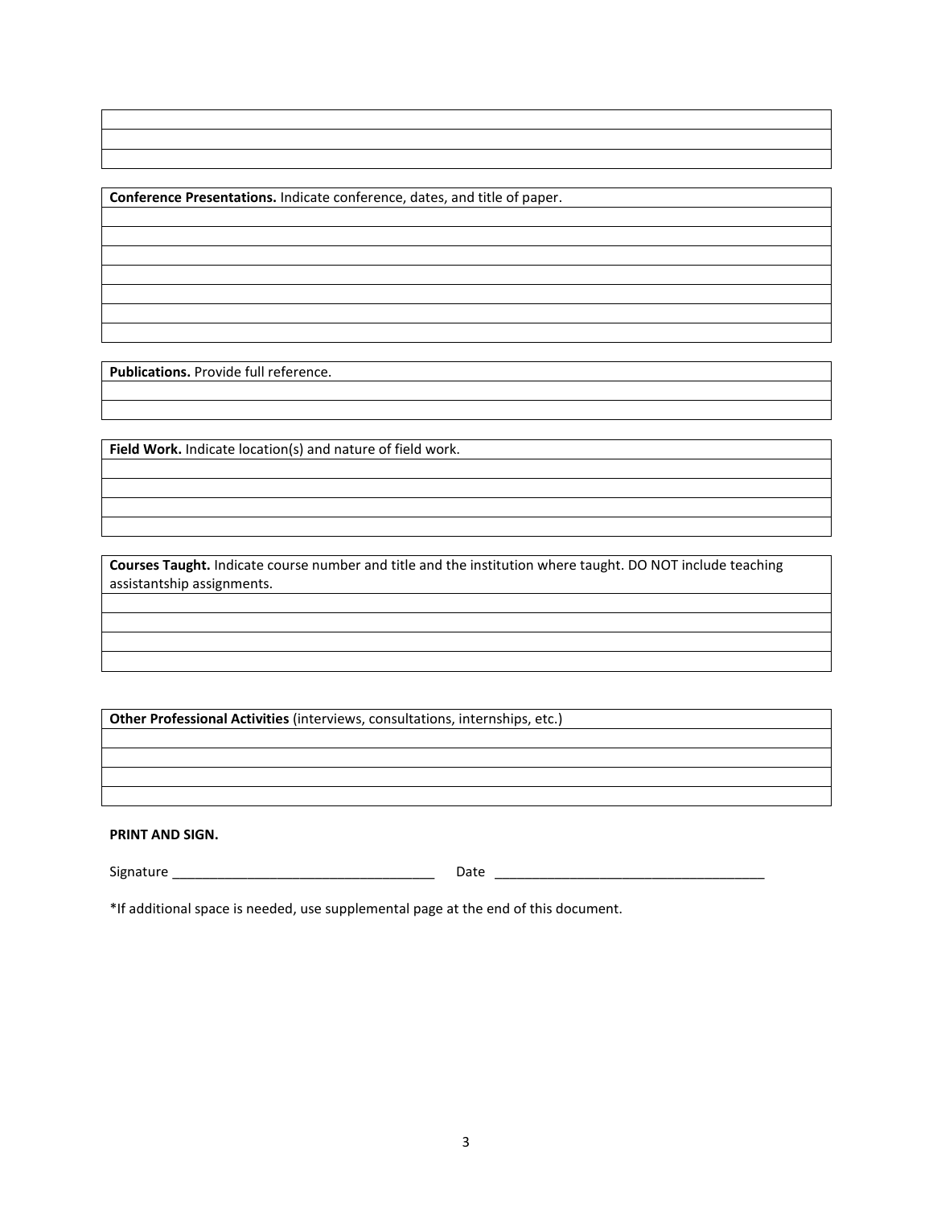| |
|---|
| |
| |

| **Conference Presentations.** Indicate conference, dates, and title of paper. |
|---|
| |
| |
| |
| |
| |
| |
| |

| **Publications.** Provide full reference. |
|---|
| |
| |

| **Field Work.** Indicate location(s) and nature of field work. |
|---|
| |
| |
| |
| |

| **Courses Taught.** Indicate course number and title and the institution where taught. DO NOT include teaching assistantship assignments. |
|---|
| |
| |
| |
| |

| **Other Professional Activities** (interviews, consultations, internships, etc.) |
|---|
| |
| |
| |
| |

**PRINT AND SIGN.**

Signature ___________________________________ Date ____________________________________

*If additional space is needed, use supplemental page at the end of this document.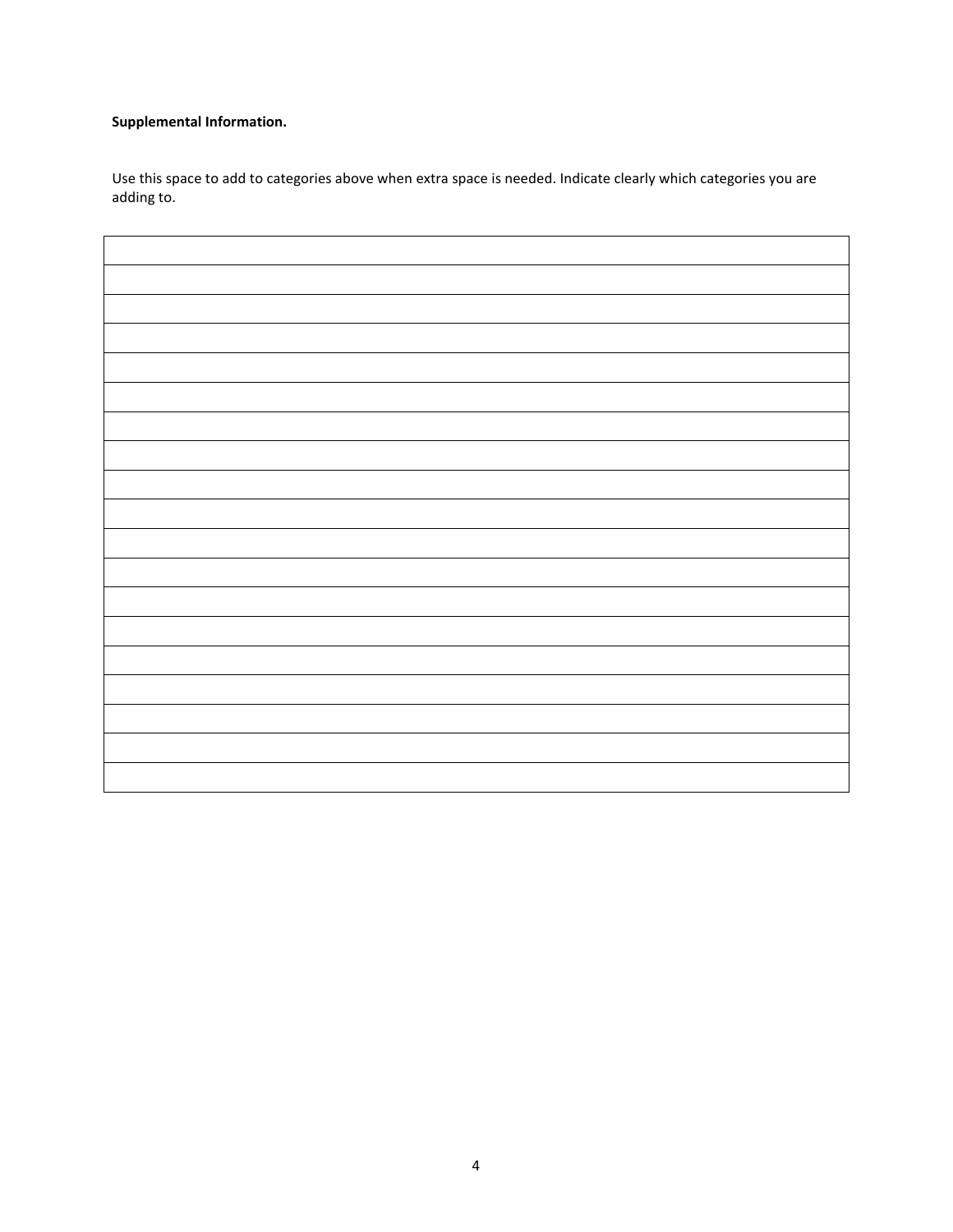**Supplemental Information.**

Use this space to add to categories above when extra space is needed. Indicate clearly which categories you are adding to.

| |
|---|
| |
| |
| |
| |
| |
| |
| |
| |
| |
| |
| |
| |
| |
| |
| |
| |
| |
| |